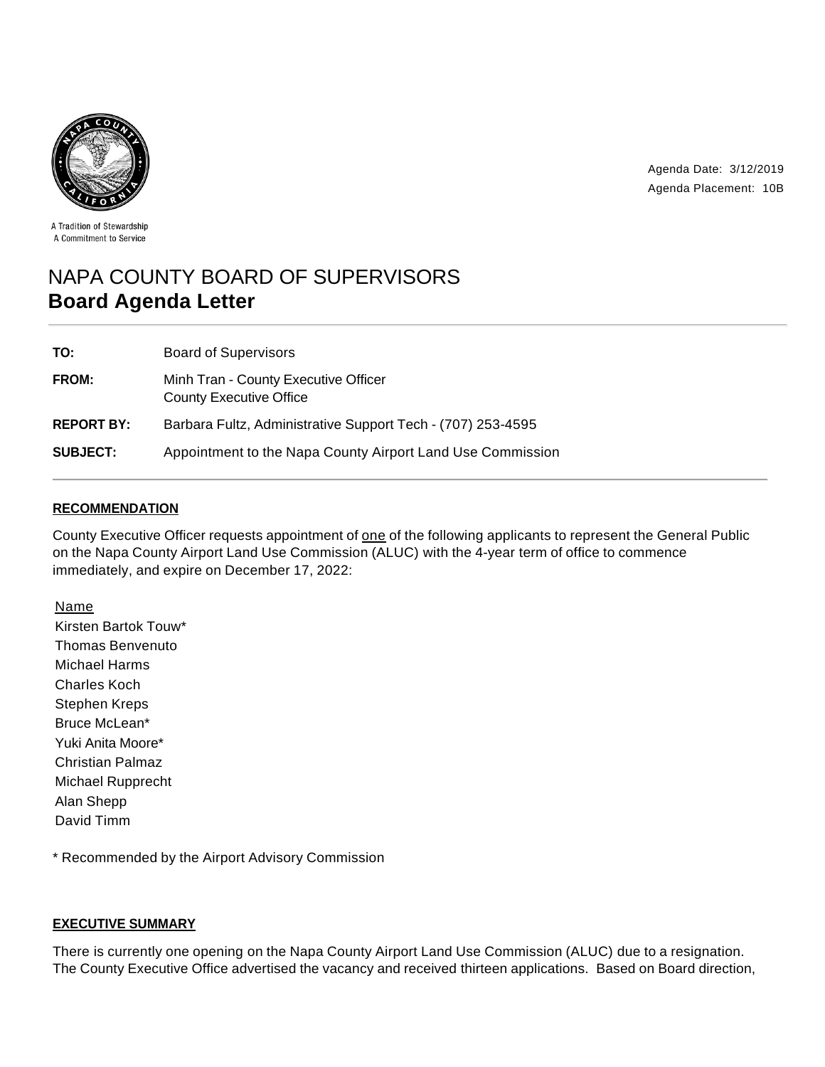A Tradition of Stewardship
A Commitment to Service

Agenda Date: 3/12/2019
Agenda Placement: 10B

# NAPA COUNTY BOARD OF SUPERVISORS
# **Board Agenda Letter**

| | |
|---|---|
| **TO:** | Board of Supervisors |
| **FROM:** | Minh Tran - County Executive Officer<br>County Executive Office |
| **REPORT BY:** | Barbara Fultz, Administrative Support Tech - (707) 253-4595 |
| **SUBJECT:** | Appointment to the Napa County Airport Land Use Commission |

## RECOMMENDATION

County Executive Officer requests appointment of one of the following applicants to represent the General Public on the Napa County Airport Land Use Commission (ALUC) with the 4-year term of office to commence immediately, and expire on December 17, 2022:

Name
Kirsten Bartok Touw*
Thomas Benvenuto
Michael Harms
Charles Koch
Stephen Kreps
Bruce McLean*
Yuki Anita Moore*
Christian Palmaz
Michael Rupprecht
Alan Shepp
David Timm

* Recommended by the Airport Advisory Commission

## EXECUTIVE SUMMARY

There is currently one opening on the Napa County Airport Land Use Commission (ALUC) due to a resignation. The County Executive Office advertised the vacancy and received thirteen applications. Based on Board direction,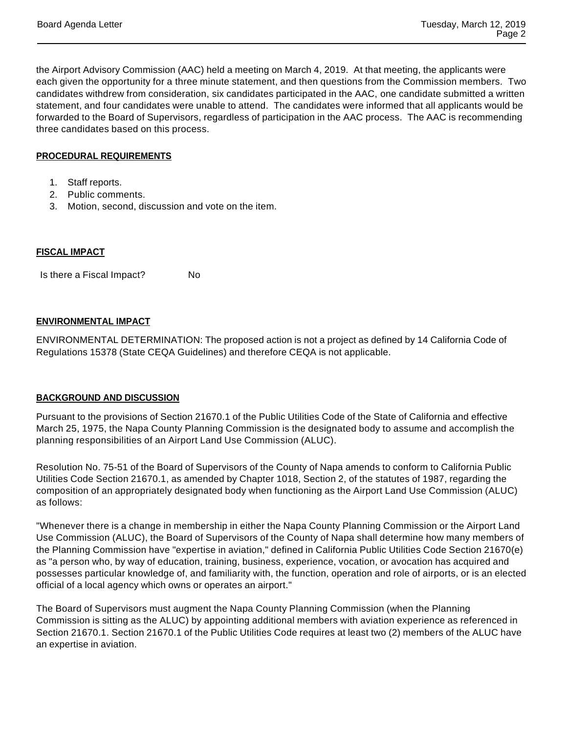the Airport Advisory Commission (AAC) held a meeting on March 4, 2019. At that meeting, the applicants were each given the opportunity for a three minute statement, and then questions from the Commission members. Two candidates withdrew from consideration, six candidates participated in the AAC, one candidate submitted a written statement, and four candidates were unable to attend. The candidates were informed that all applicants would be forwarded to the Board of Supervisors, regardless of participation in the AAC process. The AAC is recommending three candidates based on this process.

## PROCEDURAL REQUIREMENTS

1. Staff reports.
2. Public comments.
3. Motion, second, discussion and vote on the item.

## FISCAL IMPACT

Is there a Fiscal Impact? No

## ENVIRONMENTAL IMPACT

ENVIRONMENTAL DETERMINATION: The proposed action is not a project as defined by 14 California Code of Regulations 15378 (State CEQA Guidelines) and therefore CEQA is not applicable.

## BACKGROUND AND DISCUSSION

Pursuant to the provisions of Section 21670.1 of the Public Utilities Code of the State of California and effective March 25, 1975, the Napa County Planning Commission is the designated body to assume and accomplish the planning responsibilities of an Airport Land Use Commission (ALUC).

Resolution No. 75-51 of the Board of Supervisors of the County of Napa amends to conform to California Public Utilities Code Section 21670.1, as amended by Chapter 1018, Section 2, of the statutes of 1987, regarding the composition of an appropriately designated body when functioning as the Airport Land Use Commission (ALUC) as follows:

"Whenever there is a change in membership in either the Napa County Planning Commission or the Airport Land Use Commission (ALUC), the Board of Supervisors of the County of Napa shall determine how many members of the Planning Commission have "expertise in aviation," defined in California Public Utilities Code Section 21670(e) as "a person who, by way of education, training, business, experience, vocation, or avocation has acquired and possesses particular knowledge of, and familiarity with, the function, operation and role of airports, or is an elected official of a local agency which owns or operates an airport."

The Board of Supervisors must augment the Napa County Planning Commission (when the Planning Commission is sitting as the ALUC) by appointing additional members with aviation experience as referenced in Section 21670.1. Section 21670.1 of the Public Utilities Code requires at least two (2) members of the ALUC have an expertise in aviation.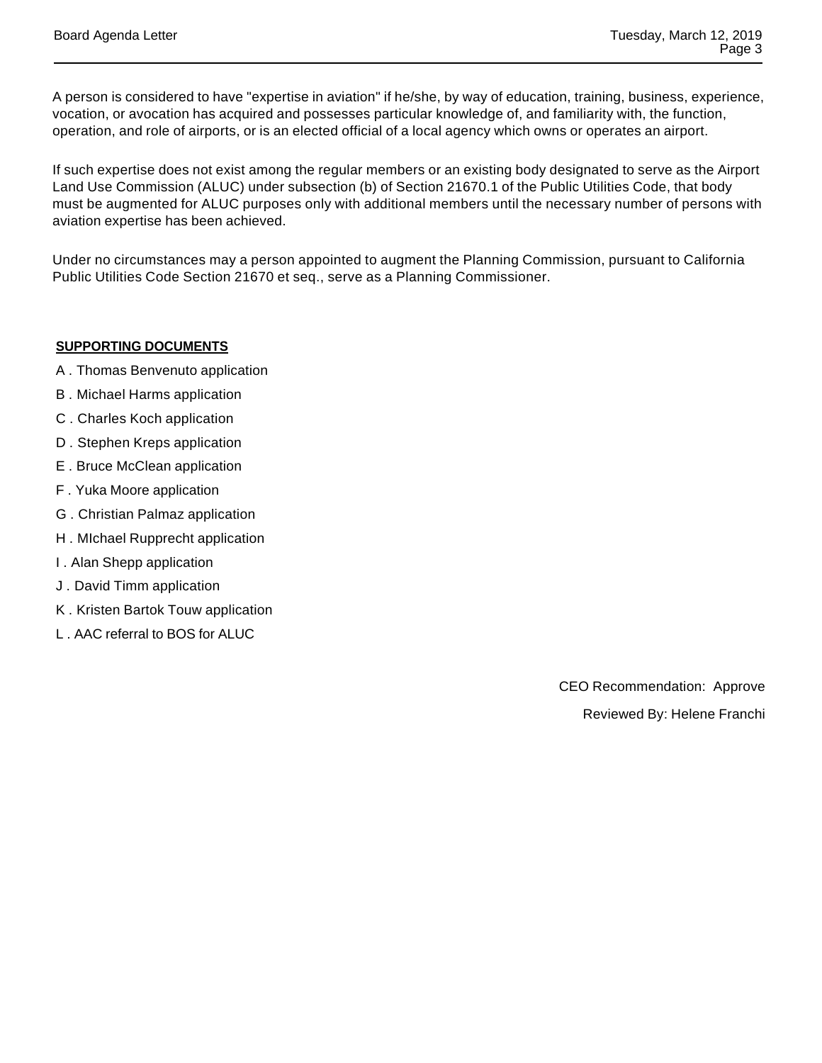A person is considered to have "expertise in aviation" if he/she, by way of education, training, business, experience, vocation, or avocation has acquired and possesses particular knowledge of, and familiarity with, the function, operation, and role of airports, or is an elected official of a local agency which owns or operates an airport.

If such expertise does not exist among the regular members or an existing body designated to serve as the Airport Land Use Commission (ALUC) under subsection (b) of Section 21670.1 of the Public Utilities Code, that body must be augmented for ALUC purposes only with additional members until the necessary number of persons with aviation expertise has been achieved.

Under no circumstances may a person appointed to augment the Planning Commission, pursuant to California Public Utilities Code Section 21670 et seq., serve as a Planning Commissioner.

**SUPPORTING DOCUMENTS**

A . Thomas Benvenuto application

B . Michael Harms application

C . Charles Koch application

D . Stephen Kreps application

E . Bruce McClean application

F . Yuka Moore application

G . Christian Palmaz application

H . MIchael Rupprecht application

I . Alan Shepp application

J . David Timm application

K . Kristen Bartok Touw application

L . AAC referral to BOS for ALUC

CEO Recommendation: Approve

Reviewed By: Helene Franchi